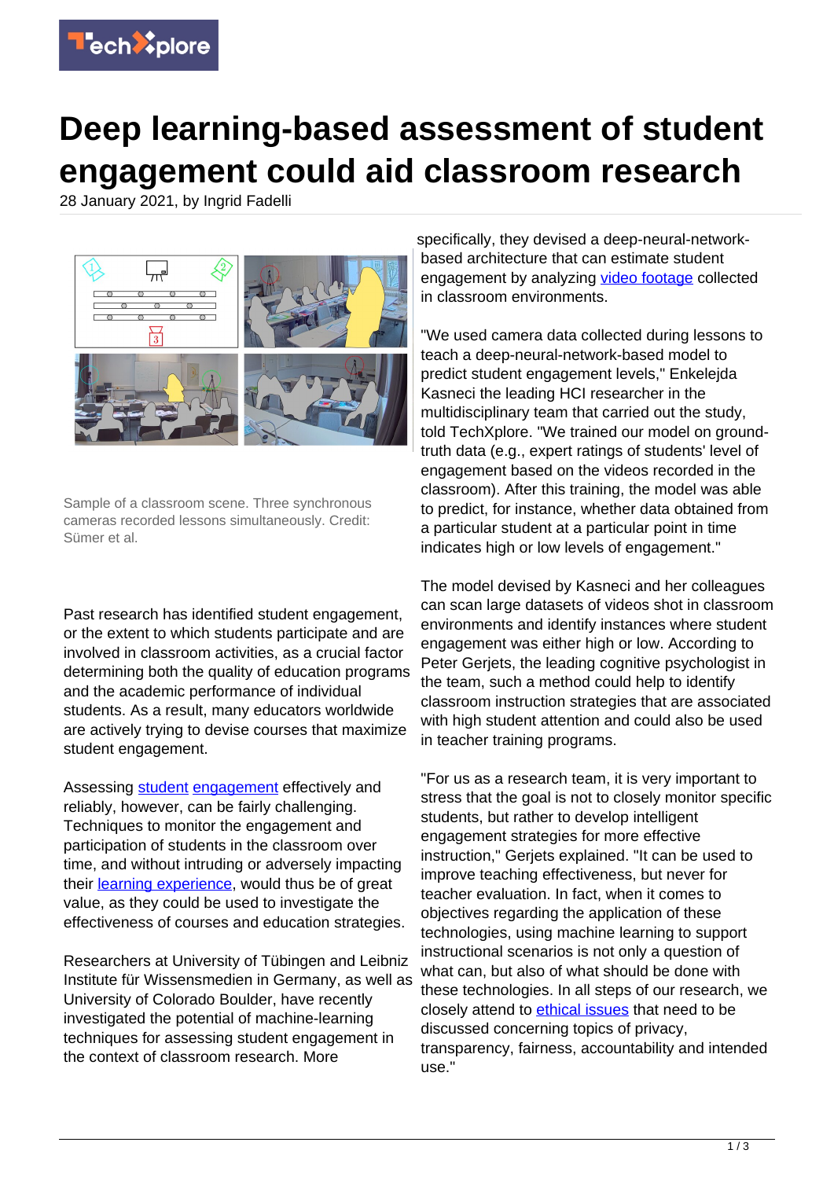# Deep learning-based assessment of student engagement could aid classroom research

28 January 2021, by Ingrid Fadelli

Sample of a classroom scene. Three synchronous cameras recorded lessons simultaneously. Credit: Sümer et al.

Past research has identified student engagement, or the extent to which students participate and are involved in classroom activities, as a crucial factor determining both the quality of education programs and the academic performance of individual students. As a result, many educators worldwide are actively trying to devise courses that maximize student engagement.

Assessing student engagement effectively and reliably, however, can be fairly challenging. Techniques to monitor the engagement and participation of students in the classroom over time, and without intruding or adversely impacting their learning experience, would thus be of great value, as they could be used to investigate the effectiveness of courses and education strategies.

Researchers at University of Tübingen and Leibniz Institute für Wissensmedien in Germany, as well as University of Colorado Boulder, have recently investigated the potential of machine-learning techniques for assessing student engagement in the context of classroom research. More specifically, they devised a deep-neural-network-based architecture that can estimate student engagement by analyzing video footage collected in classroom environments.

"We used camera data collected during lessons to teach a deep-neural-network-based model to predict student engagement levels," Enkelejda Kasneci the leading HCI researcher in the multidisciplinary team that carried out the study, told TechXplore. "We trained our model on ground-truth data (e.g., expert ratings of students' level of engagement based on the videos recorded in the classroom). After this training, the model was able to predict, for instance, whether data obtained from a particular student at a particular point in time indicates high or low levels of engagement."

The model devised by Kasneci and her colleagues can scan large datasets of videos shot in classroom environments and identify instances where student engagement was either high or low. According to Peter Gerjets, the leading cognitive psychologist in the team, such a method could help to identify classroom instruction strategies that are associated with high student attention and could also be used in teacher training programs.

"For us as a research team, it is very important to stress that the goal is not to closely monitor specific students, but rather to develop intelligent engagement strategies for more effective instruction," Gerjets explained. "It can be used to improve teaching effectiveness, but never for teacher evaluation. In fact, when it comes to objectives regarding the application of these technologies, using machine learning to support instructional scenarios is not only a question of what can, but also of what should be done with these technologies. In all steps of our research, we closely attend to ethical issues that need to be discussed concerning topics of privacy, transparency, fairness, accountability and intended use."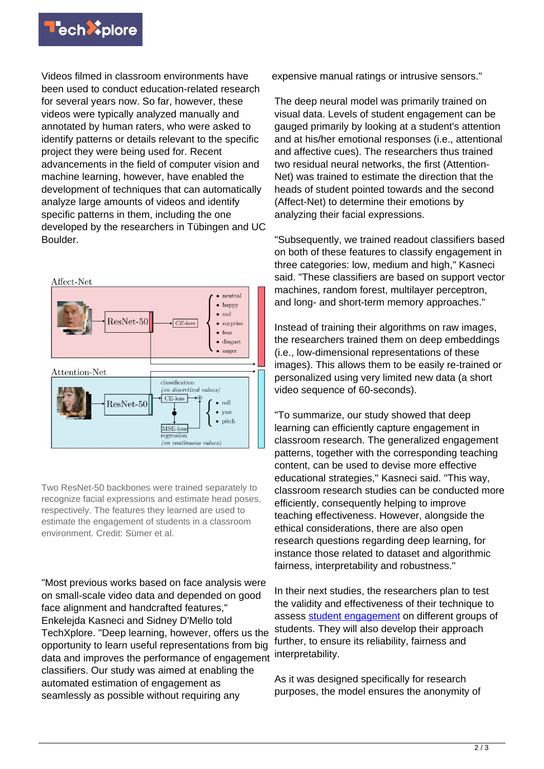Videos filmed in classroom environments have been used to conduct education-related research for several years now. So far, however, these videos were typically analyzed manually and annotated by human raters, who were asked to identify patterns or details relevant to the specific project they were being used for. Recent advancements in the field of computer vision and machine learning, however, have enabled the development of techniques that can automatically analyze large amounts of videos and identify specific patterns in them, including the one developed by the researchers in Tübingen and UC Boulder.

Two ResNet-50 backbones were trained separately to recognize facial expressions and estimate head poses, respectively. The features they learned are used to estimate the engagement of students in a classroom environment. Credit: Sümer et al.

"Most previous works based on face analysis were on small-scale video data and depended on good face alignment and handcrafted features," Enkelejda Kasneci and Sidney D'Mello told TechXplore. "Deep learning, however, offers us the opportunity to learn useful representations from big data and improves the performance of engagement classifiers. Our study was aimed at enabling the automated estimation of engagement as seamlessly as possible without requiring any expensive manual ratings or intrusive sensors."

The deep neural model was primarily trained on visual data. Levels of student engagement can be gauged primarily by looking at a student's attention and at his/her emotional responses (i.e., attentional and affective cues). The researchers thus trained two residual neural networks, the first (Attention-Net) was trained to estimate the direction that the heads of student pointed towards and the second (Affect-Net) to determine their emotions by analyzing their facial expressions.

"Subsequently, we trained readout classifiers based on both of these features to classify engagement in three categories: low, medium and high," Kasneci said. "These classifiers are based on support vector machines, random forest, multilayer perceptron, and long- and short-term memory approaches."

Instead of training their algorithms on raw images, the researchers trained them on deep embeddings (i.e., low-dimensional representations of these images). This allows them to be easily re-trained or personalized using very limited new data (a short video sequence of 60-seconds).

"To summarize, our study showed that deep learning can efficiently capture engagement in classroom research. The generalized engagement patterns, together with the corresponding teaching content, can be used to devise more effective educational strategies," Kasneci said. "This way, classroom research studies can be conducted more efficiently, consequently helping to improve teaching effectiveness. However, alongside the ethical considerations, there are also open research questions regarding deep learning, for instance those related to dataset and algorithmic fairness, interpretability and robustness."

In their next studies, the researchers plan to test the validity and effectiveness of their technique to assess student engagement on different groups of students. They will also develop their approach further, to ensure its reliability, fairness and interpretability.

As it was designed specifically for research purposes, the model ensures the anonymity of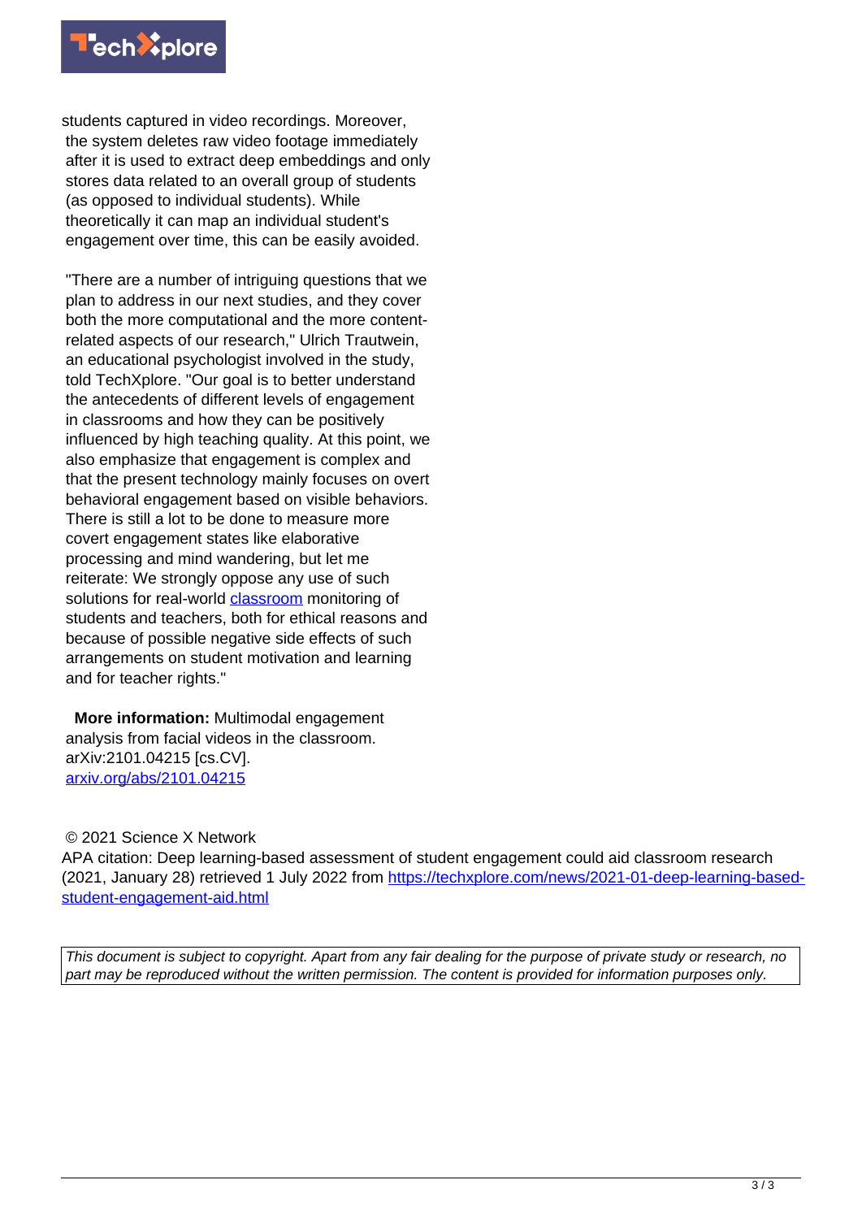students captured in video recordings. Moreover, the system deletes raw video footage immediately after it is used to extract deep embeddings and only stores data related to an overall group of students (as opposed to individual students). While theoretically it can map an individual student's engagement over time, this can be easily avoided.

"There are a number of intriguing questions that we plan to address in our next studies, and they cover both the more computational and the more content-related aspects of our research," Ulrich Trautwein, an educational psychologist involved in the study, told TechXplore. "Our goal is to better understand the antecedents of different levels of engagement in classrooms and how they can be positively influenced by high teaching quality. At this point, we also emphasize that engagement is complex and that the present technology mainly focuses on overt behavioral engagement based on visible behaviors. There is still a lot to be done to measure more covert engagement states like elaborative processing and mind wandering, but let me reiterate: We strongly oppose any use of such solutions for real-world classroom monitoring of students and teachers, both for ethical reasons and because of possible negative side effects of such arrangements on student motivation and learning and for teacher rights."

**More information:** Multimodal engagement analysis from facial videos in the classroom. arXiv:2101.04215 [cs.CV]. arxiv.org/abs/2101.04215

© 2021 Science X Network

APA citation: Deep learning-based assessment of student engagement could aid classroom research (2021, January 28) retrieved 1 July 2022 from https://techxplore.com/news/2021-01-deep-learning-based-student-engagement-aid.html

*This document is subject to copyright. Apart from any fair dealing for the purpose of private study or research, no part may be reproduced without the written permission. The content is provided for information purposes only.*